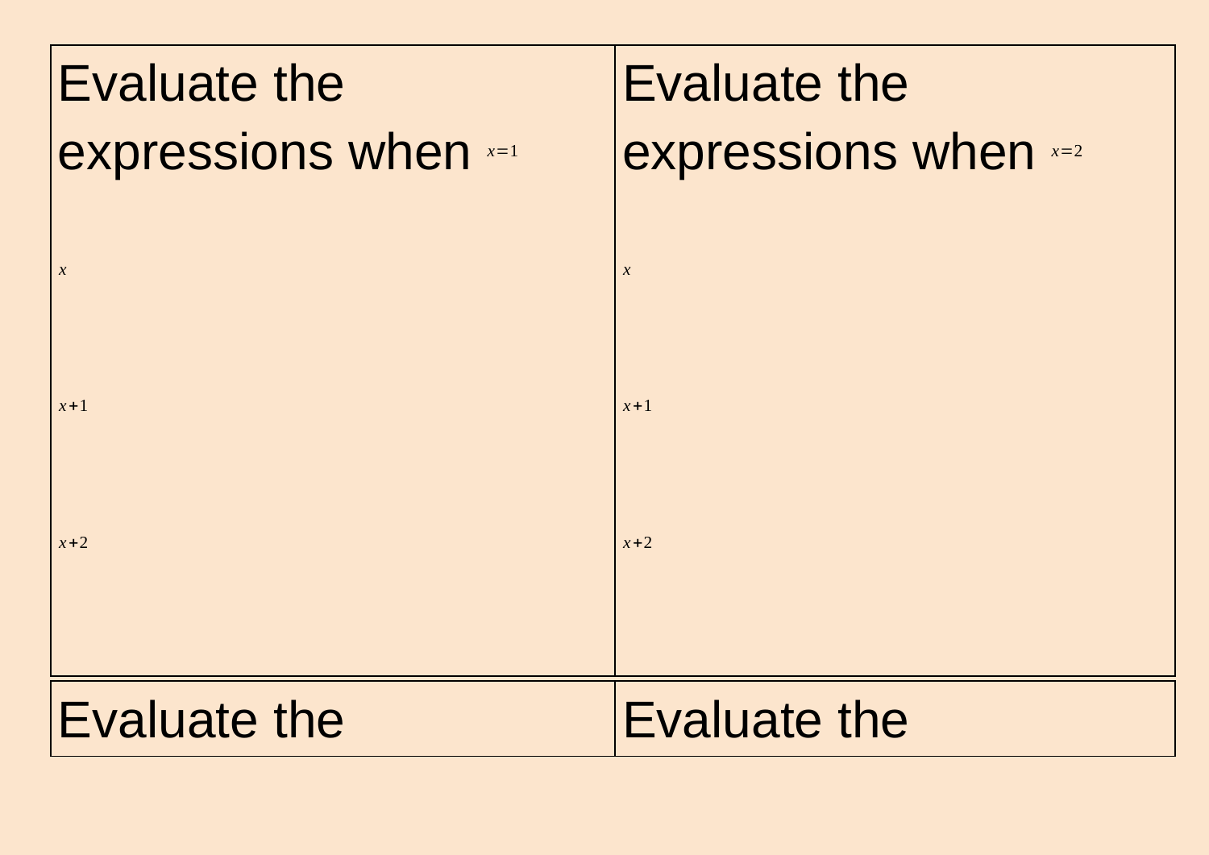Evaluate the expressions when $x=1$

$x$

$x+1$

$x+2$

Evaluate the expressions when $x=2$

$x$

$x+1$

$x+2$

Evaluate the

Evaluate the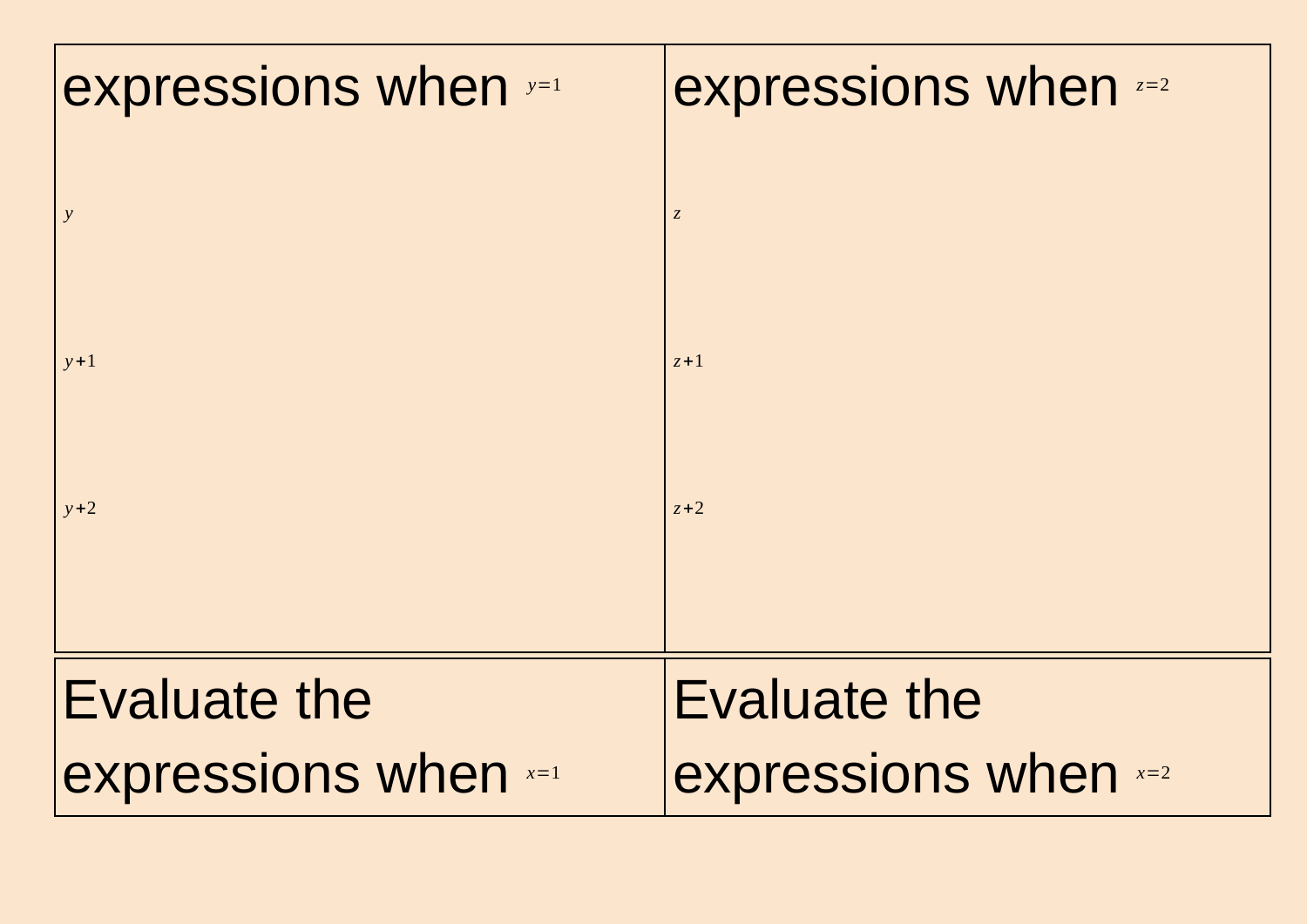| expressions when $y=1$ | expressions when $z=2$ |
|---|---|
| $y$ | $z$ |
| $y+1$ | $z+1$ |
| $y+2$ | $z+2$ |

| Evaluate the expressions when $x=1$ | Evaluate the expressions when $x=2$ |
|---|---|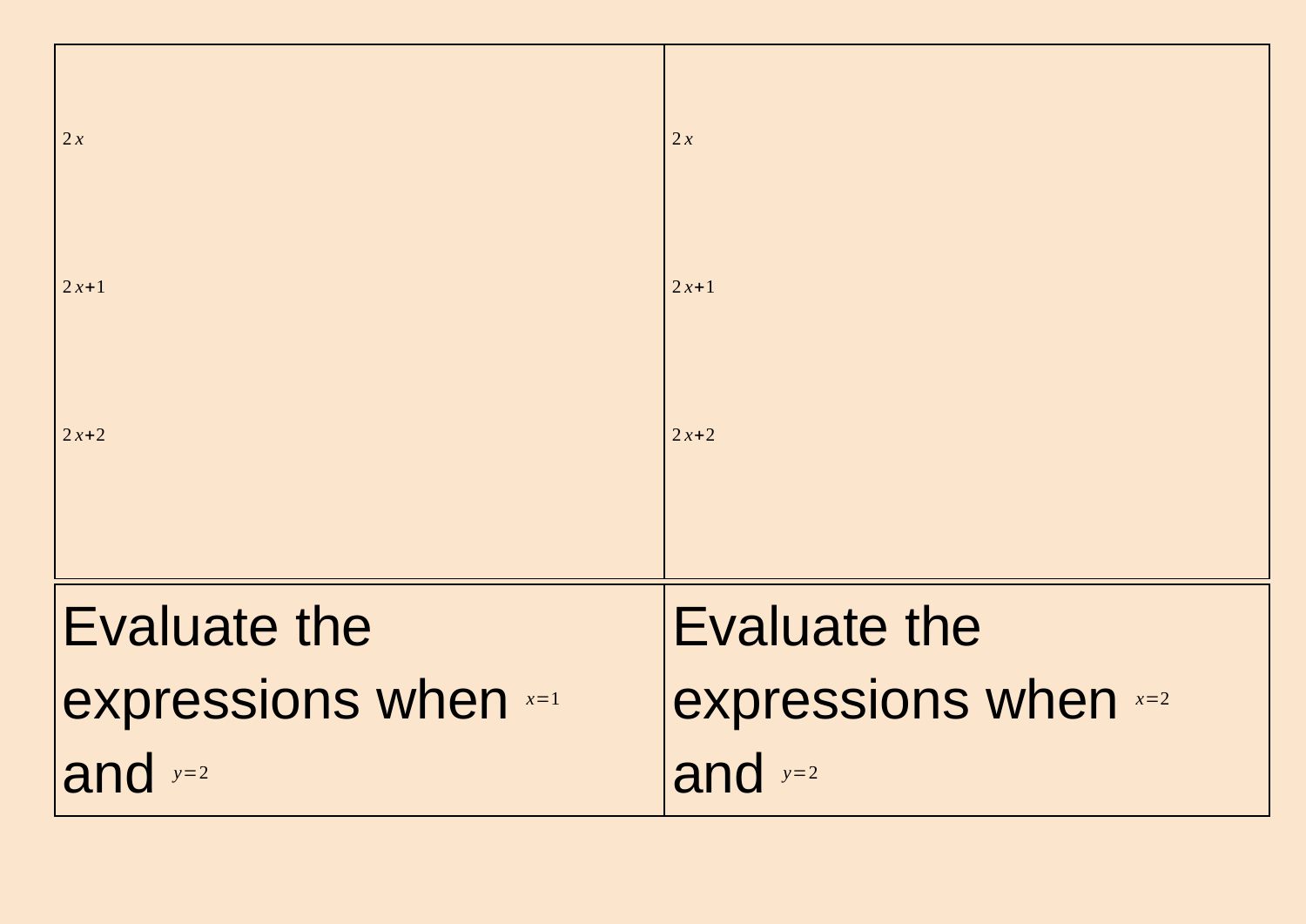| | |
|---|---|
| $2x$<br><br>$2x+1$<br><br>$2x+2$ | $2x$<br><br>$2x+1$<br><br>$2x+2$ |
| Evaluate the expressions when $x=1$ and $y=2$ | Evaluate the expressions when $x=2$ and $y=2$ |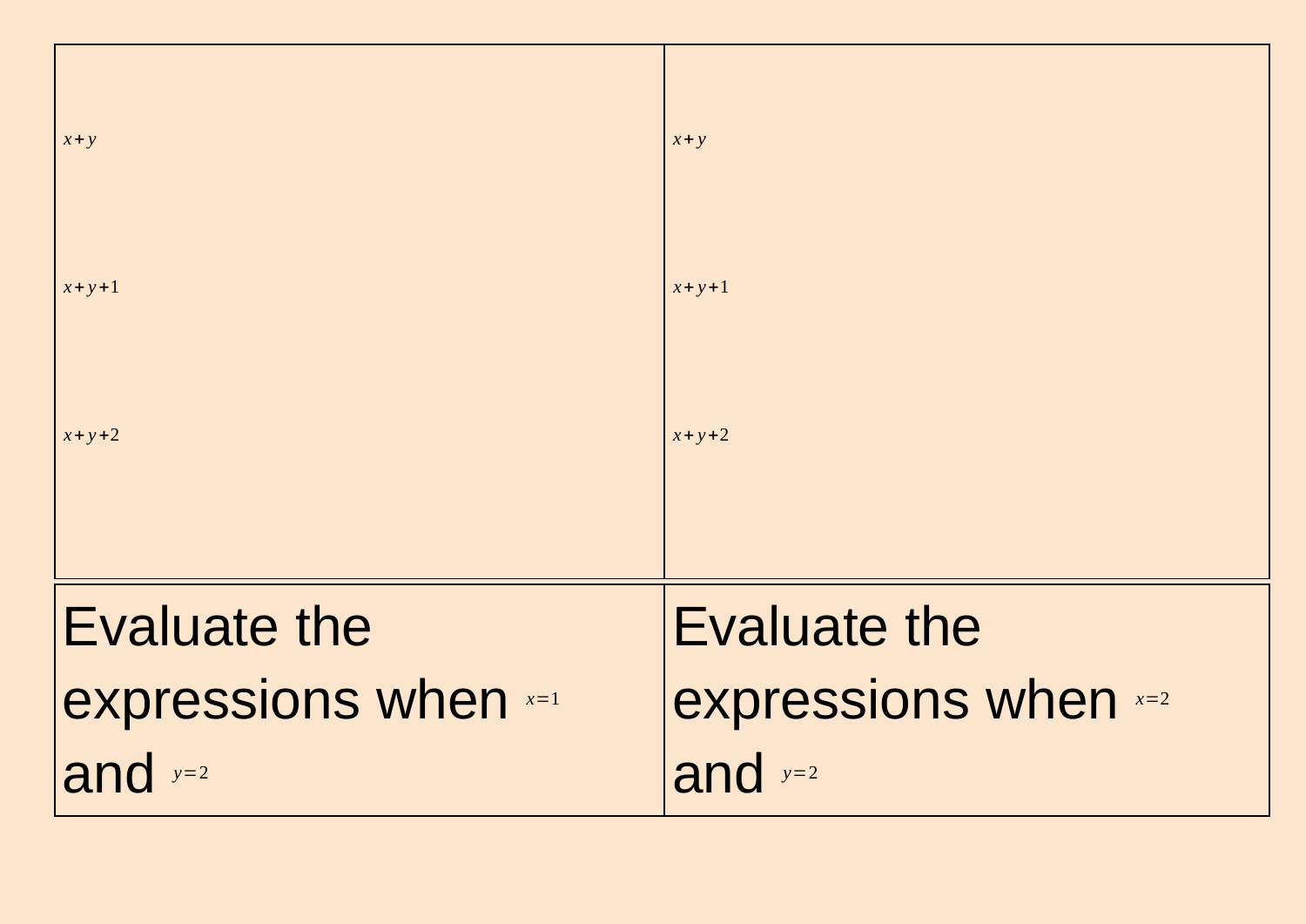| | |
|---|---|
| $x+y$<br><br>$x+y+1$<br><br>$x+y+2$ | $x+y$<br><br>$x+y+1$<br><br>$x+y+2$ |
| Evaluate the expressions when $x=1$ and $y=2$ | Evaluate the expressions when $x=2$ and $y=2$ |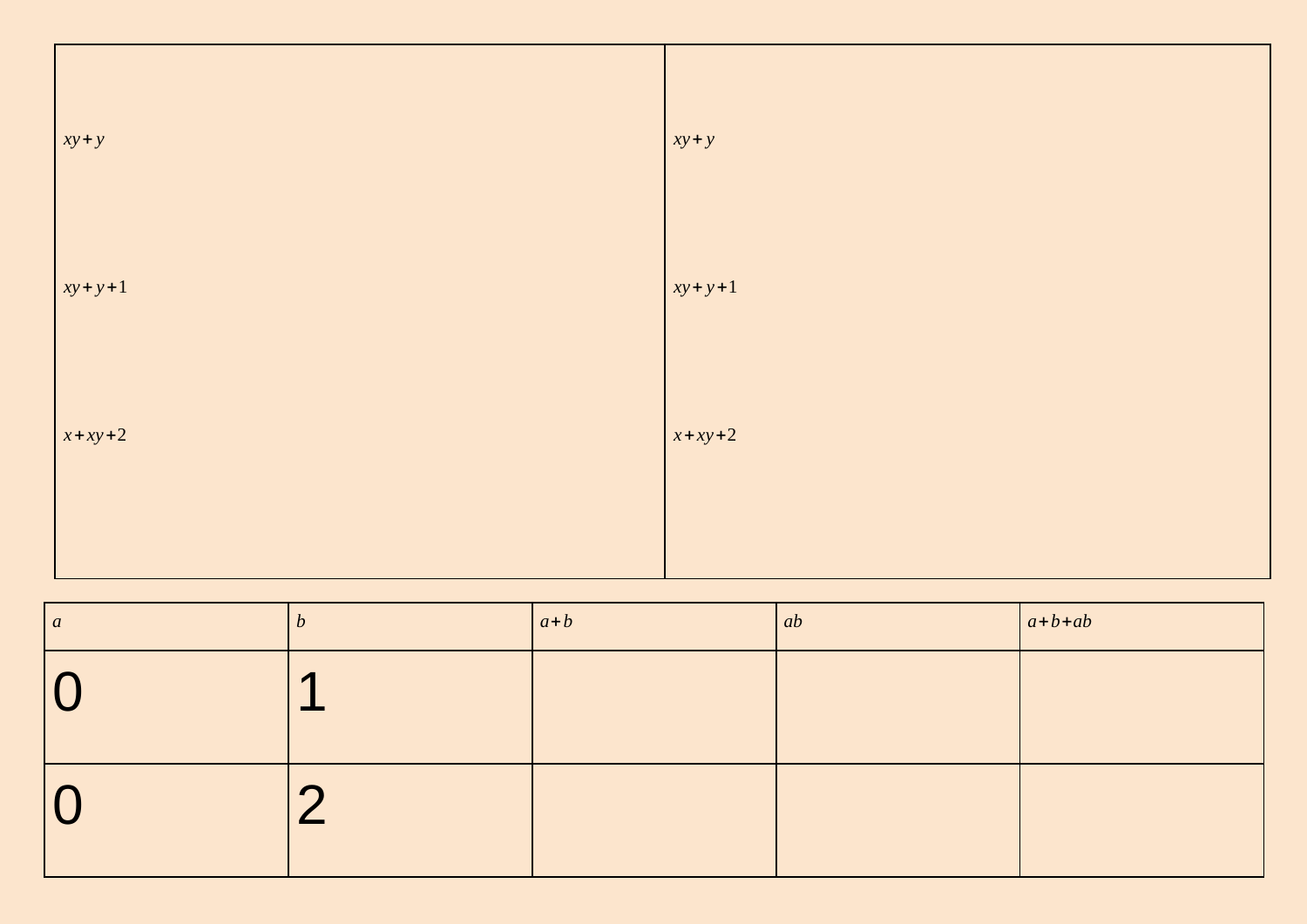| | |
|---|---|
| $xy+y$<br><br>$xy+y+1$<br><br>$x+xy+2$ | $xy+y$<br><br>$xy+y+1$<br><br>$x+xy+2$ |

| $a$ | $b$ | $a+b$ | $ab$ | $a+b+ab$ |
|---|---|---|---|---|
| 0 | 1 | | | |
| 0 | 2 | | | |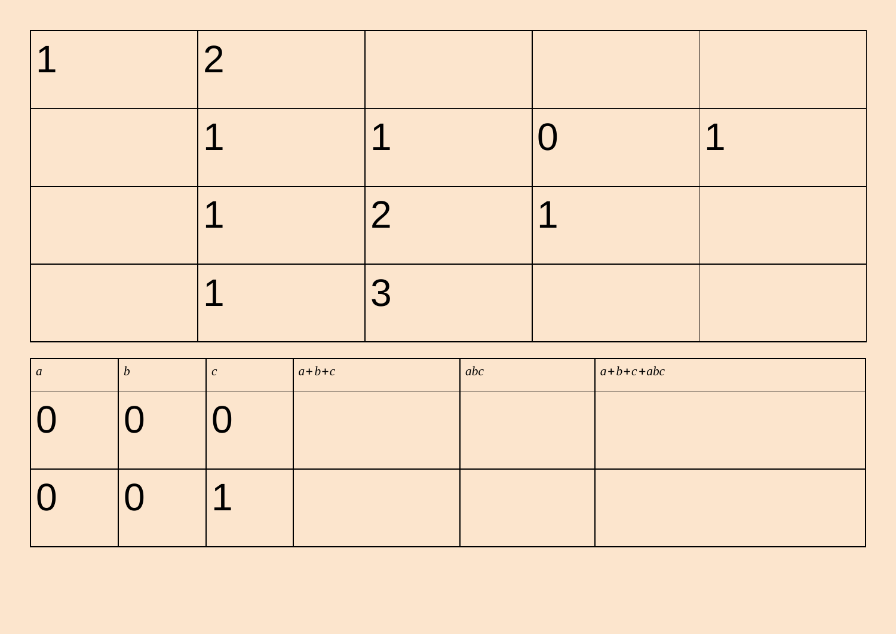| 1 | 2 | | | |
|---|---|---|---|---|
| | 1 | 1 | 0 | 1 |
| | 1 | 2 | 1 | |
| | 1 | 3 | | |

| $a$ | $b$ | $c$ | $a+b+c$ | $abc$ | $a+b+c+abc$ |
|---|---|---|---|---|---|
| 0 | 0 | 0 | | | |
| 0 | 0 | 1 | | | |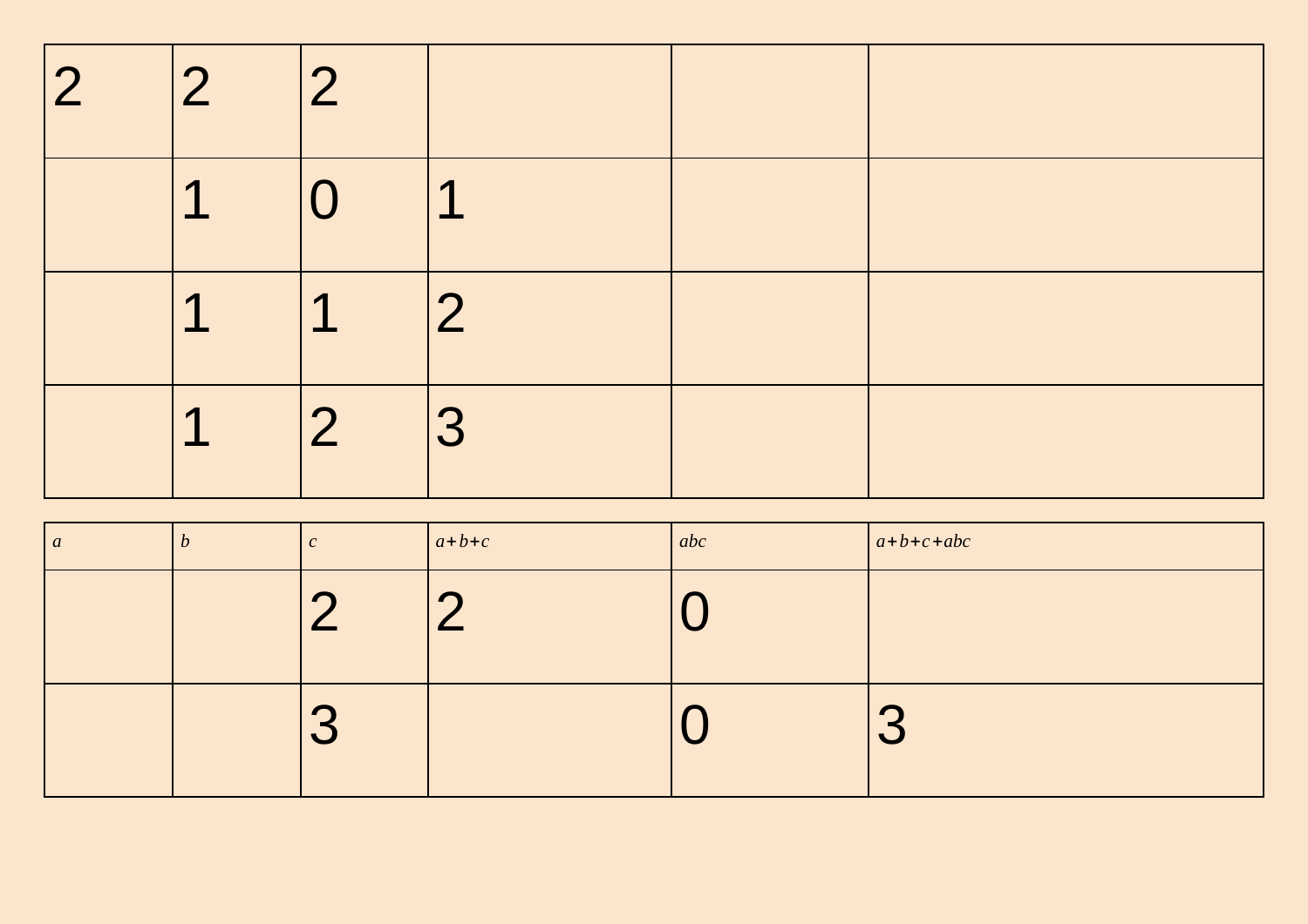| | | | | | |
|---|---|---|---|---|---|
| 2 | 2 | 2 | | | |
| | 1 | 0 | 1 | | |
| | 1 | 1 | 2 | | |
| | 1 | 2 | 3 | | |

| $a$ | $b$ | $c$ | $a+b+c$ | $abc$ | $a+b+c+abc$ |
|---|---|---|---|---|---|
| | | 2 | 2 | 0 | |
| | | 3 | | 0 | 3 |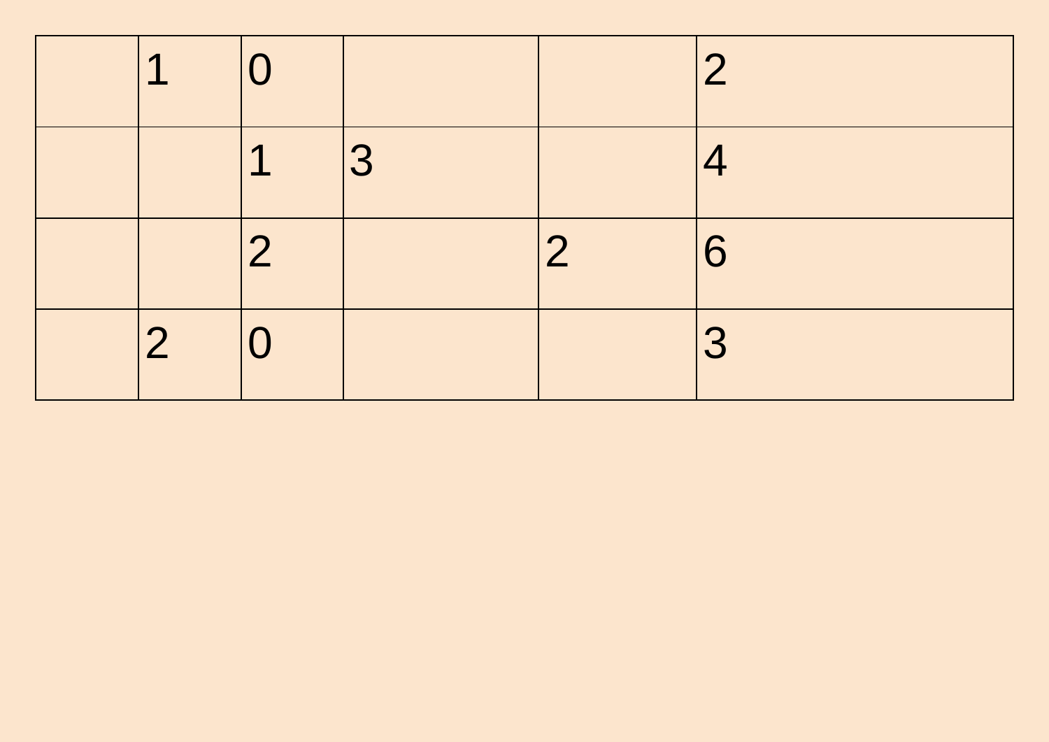| | | | | | |
|---|---|---|---|---|---|
| | 1 | 0 | | | 2 |
| | | 1 | 3 | | 4 |
| | | 2 | | 2 | 6 |
| | 2 | 0 | | | 3 |